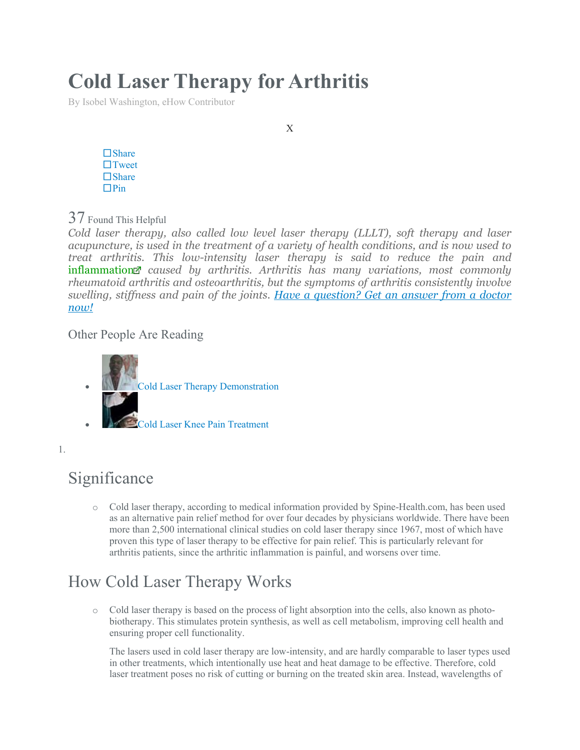# Cold Laser Therapy for Arthritis

By Isobel Washington, eHow Contributor

X

- Share
- Tweet
- Share
- Pin

37 Found This Helpful

*Cold laser therapy, also called low level laser therapy (LLLT), soft therapy and laser acupuncture, is used in the treatment of a variety of health conditions, and is now used to treat arthritis. This low-intensity laser therapy is said to reduce the pain and* inflammation *caused by arthritis. Arthritis has many variations, most commonly rheumatoid arthritis and osteoarthritis, but the symptoms of arthritis consistently involve swelling, stiffness and pain of the joints. Have a question? Get an answer from a doctor now!*

## Other People Are Reading

- Cold Laser Therapy Demonstration
- Cold Laser Knee Pain Treatment

1.

## Significance

- Cold laser therapy, according to medical information provided by Spine-Health.com, has been used as an alternative pain relief method for over four decades by physicians worldwide. There have been more than 2,500 international clinical studies on cold laser therapy since 1967, most of which have proven this type of laser therapy to be effective for pain relief. This is particularly relevant for arthritis patients, since the arthritic inflammation is painful, and worsens over time.

## How Cold Laser Therapy Works

- Cold laser therapy is based on the process of light absorption into the cells, also known as photo-biotherapy. This stimulates protein synthesis, as well as cell metabolism, improving cell health and ensuring proper cell functionality.

  The lasers used in cold laser therapy are low-intensity, and are hardly comparable to laser types used in other treatments, which intentionally use heat and heat damage to be effective. Therefore, cold laser treatment poses no risk of cutting or burning on the treated skin area. Instead, wavelengths of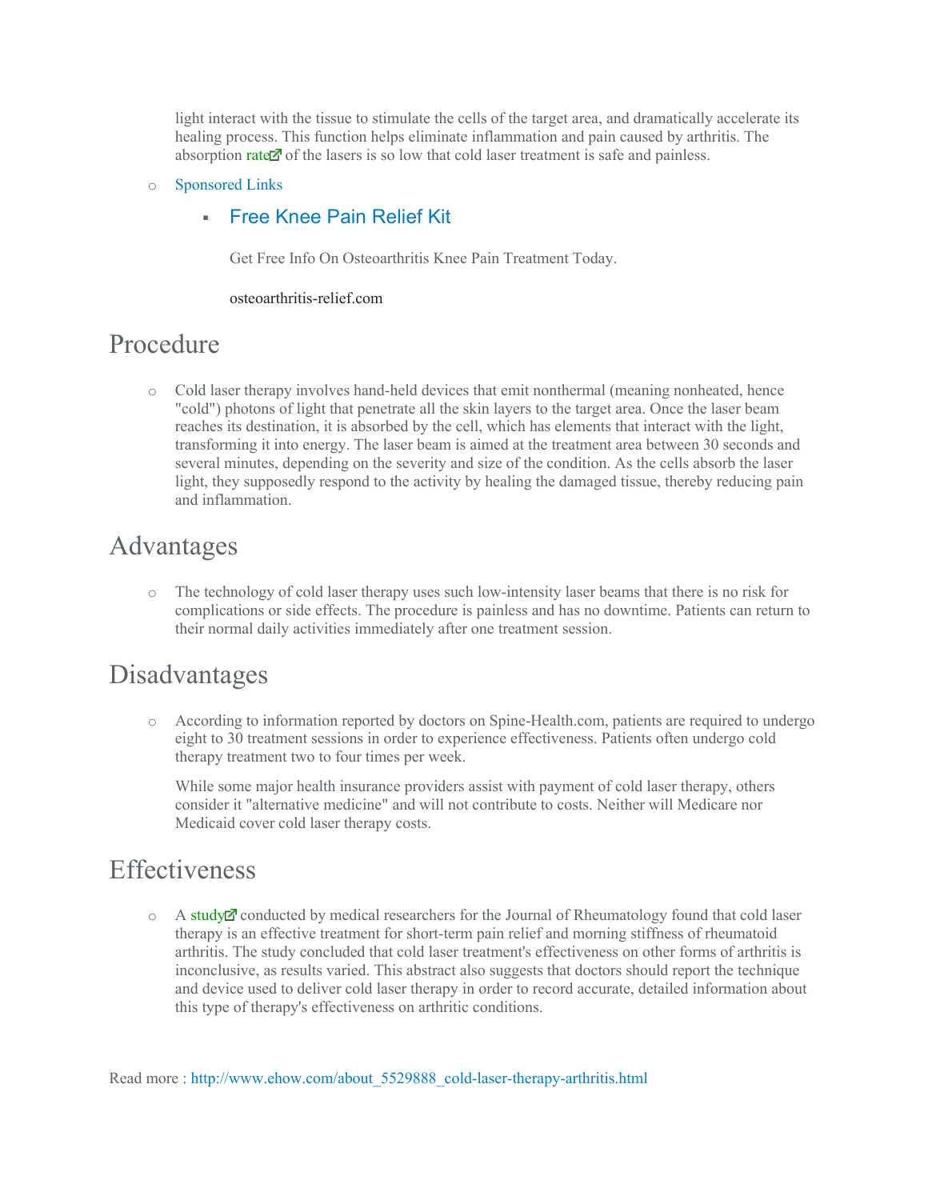light interact with the tissue to stimulate the cells of the target area, and dramatically accelerate its healing process. This function helps eliminate inflammation and pain caused by arthritis. The absorption rate of the lasers is so low that cold laser treatment is safe and painless.

- Sponsored Links
  - Free Knee Pain Relief Kit

    Get Free Info On Osteoarthritis Knee Pain Treatment Today.

    osteoarthritis-relief.com

## Procedure

- Cold laser therapy involves hand-held devices that emit nonthermal (meaning nonheated, hence "cold") photons of light that penetrate all the skin layers to the target area. Once the laser beam reaches its destination, it is absorbed by the cell, which has elements that interact with the light, transforming it into energy. The laser beam is aimed at the treatment area between 30 seconds and several minutes, depending on the severity and size of the condition. As the cells absorb the laser light, they supposedly respond to the activity by healing the damaged tissue, thereby reducing pain and inflammation.

## Advantages

- The technology of cold laser therapy uses such low-intensity laser beams that there is no risk for complications or side effects. The procedure is painless and has no downtime. Patients can return to their normal daily activities immediately after one treatment session.

## Disadvantages

- According to information reported by doctors on Spine-Health.com, patients are required to undergo eight to 30 treatment sessions in order to experience effectiveness. Patients often undergo cold therapy treatment two to four times per week.

  While some major health insurance providers assist with payment of cold laser therapy, others consider it "alternative medicine" and will not contribute to costs. Neither will Medicare nor Medicaid cover cold laser therapy costs.

## Effectiveness

- A study conducted by medical researchers for the Journal of Rheumatology found that cold laser therapy is an effective treatment for short-term pain relief and morning stiffness of rheumatoid arthritis. The study concluded that cold laser treatment's effectiveness on other forms of arthritis is inconclusive, as results varied. This abstract also suggests that doctors should report the technique and device used to deliver cold laser therapy in order to record accurate, detailed information about this type of therapy's effectiveness on arthritic conditions.

Read more : http://www.ehow.com/about_5529888_cold-laser-therapy-arthritis.html